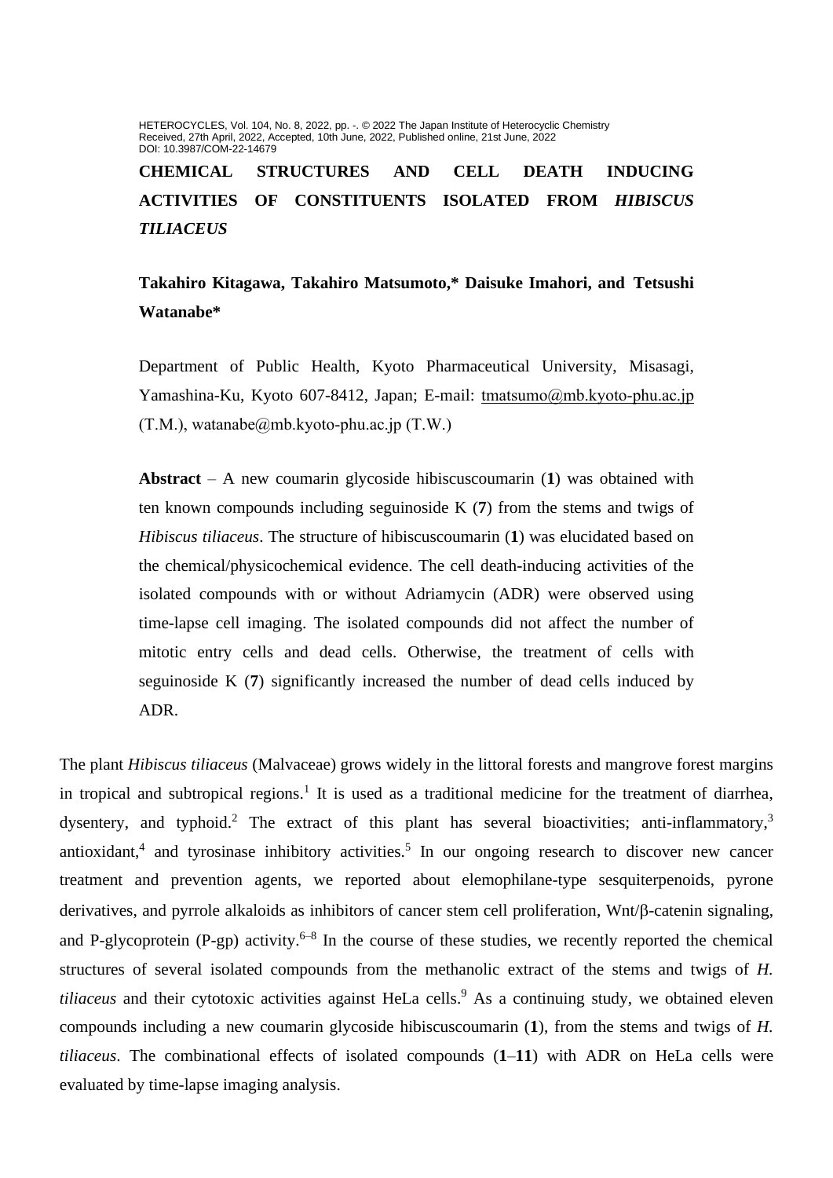HETEROCYCLES, Vol. 104, No. 8, 2022, pp. -. © 2022 The Japan Institute of Heterocyclic Chemistry
Received, 27th April, 2022, Accepted, 10th June, 2022, Published online, 21st June, 2022
DOI: 10.3987/COM-22-14679

# CHEMICAL STRUCTURES AND CELL DEATH INDUCING ACTIVITIES OF CONSTITUENTS ISOLATED FROM *HIBISCUS TILIACEUS*

**Takahiro Kitagawa, Takahiro Matsumoto,\* Daisuke Imahori, and Tetsushi Watanabe\***

Department of Public Health, Kyoto Pharmaceutical University, Misasagi, Yamashina-Ku, Kyoto 607-8412, Japan; E-mail: tmatsumo@mb.kyoto-phu.ac.jp (T.M.), watanabe@mb.kyoto-phu.ac.jp (T.W.)

**Abstract** – A new coumarin glycoside hibiscuscoumarin (**1**) was obtained with ten known compounds including seguinoside K (**7**) from the stems and twigs of *Hibiscus tiliaceus*. The structure of hibiscuscoumarin (**1**) was elucidated based on the chemical/physicochemical evidence. The cell death-inducing activities of the isolated compounds with or without Adriamycin (ADR) were observed using time-lapse cell imaging. The isolated compounds did not affect the number of mitotic entry cells and dead cells. Otherwise, the treatment of cells with seguinoside K (**7**) significantly increased the number of dead cells induced by ADR.

The plant *Hibiscus tiliaceus* (Malvaceae) grows widely in the littoral forests and mangrove forest margins in tropical and subtropical regions.[1] It is used as a traditional medicine for the treatment of diarrhea, dysentery, and typhoid.[2] The extract of this plant has several bioactivities; anti-inflammatory,[3] antioxidant,[4] and tyrosinase inhibitory activities.[5] In our ongoing research to discover new cancer treatment and prevention agents, we reported about elemophilane-type sesquiterpenoids, pyrone derivatives, and pyrrole alkaloids as inhibitors of cancer stem cell proliferation, Wnt/β-catenin signaling, and P-glycoprotein (P-gp) activity.[6–8] In the course of these studies, we recently reported the chemical structures of several isolated compounds from the methanolic extract of the stems and twigs of *H. tiliaceus* and their cytotoxic activities against HeLa cells.[9] As a continuing study, we obtained eleven compounds including a new coumarin glycoside hibiscuscoumarin (**1**), from the stems and twigs of *H. tiliaceus*. The combinational effects of isolated compounds (**1**–**11**) with ADR on HeLa cells were evaluated by time-lapse imaging analysis.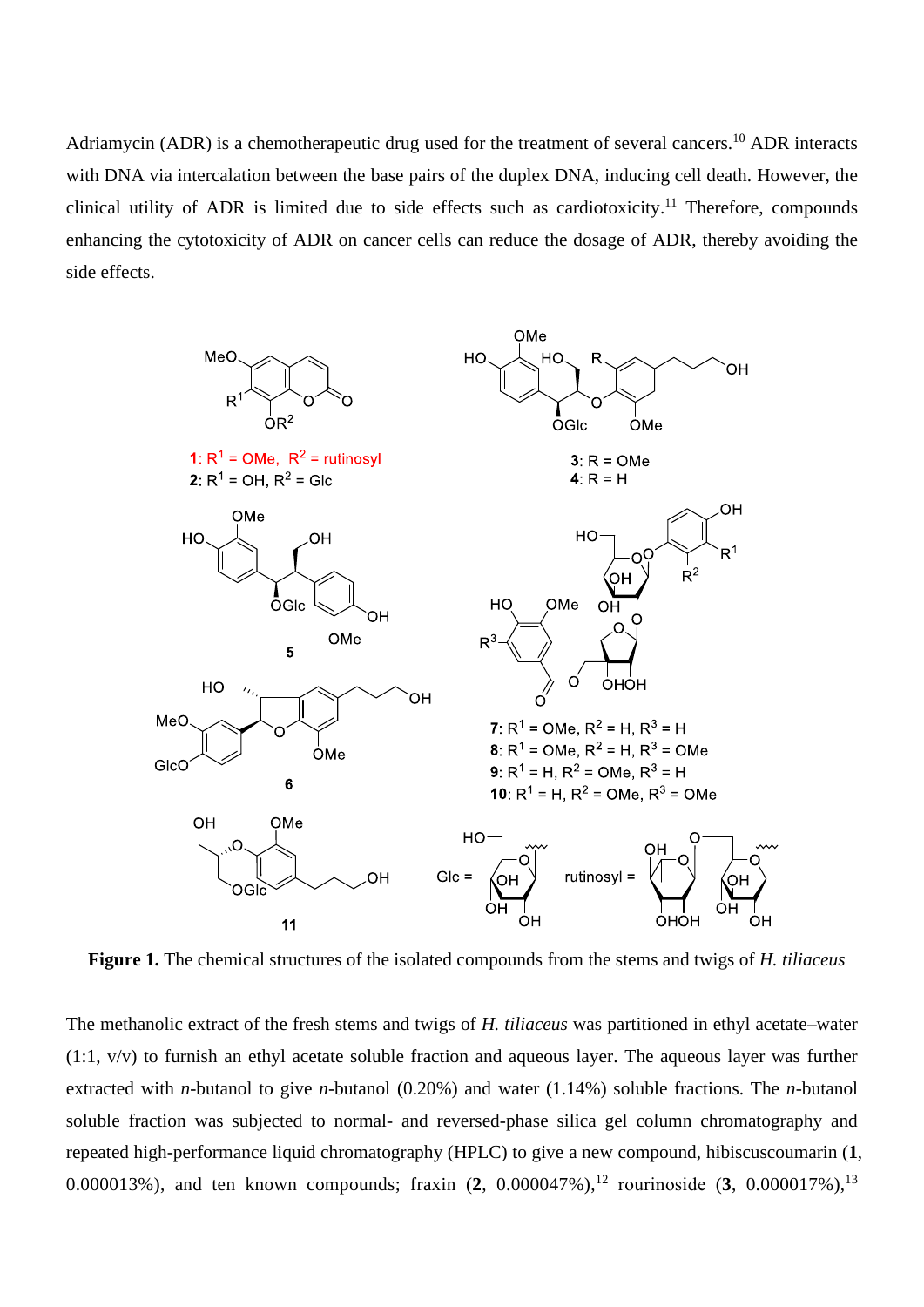Adriamycin (ADR) is a chemotherapeutic drug used for the treatment of several cancers.[10] ADR interacts with DNA via intercalation between the base pairs of the duplex DNA, inducing cell death. However, the clinical utility of ADR is limited due to side effects such as cardiotoxicity.[11] Therefore, compounds enhancing the cytotoxicity of ADR on cancer cells can reduce the dosage of ADR, thereby avoiding the side effects.

**Figure 1.** The chemical structures of the isolated compounds from the stems and twigs of *H. tiliaceus*

The methanolic extract of the fresh stems and twigs of *H. tiliaceus* was partitioned in ethyl acetate–water (1:1, v/v) to furnish an ethyl acetate soluble fraction and aqueous layer. The aqueous layer was further extracted with *n*-butanol to give *n*-butanol (0.20%) and water (1.14%) soluble fractions. The *n*-butanol soluble fraction was subjected to normal- and reversed-phase silica gel column chromatography and repeated high-performance liquid chromatography (HPLC) to give a new compound, hibiscuscoumarin (**1**, 0.000013%), and ten known compounds; fraxin (**2**, 0.000047%),[12] rourinoside (**3**, 0.000017%),[13]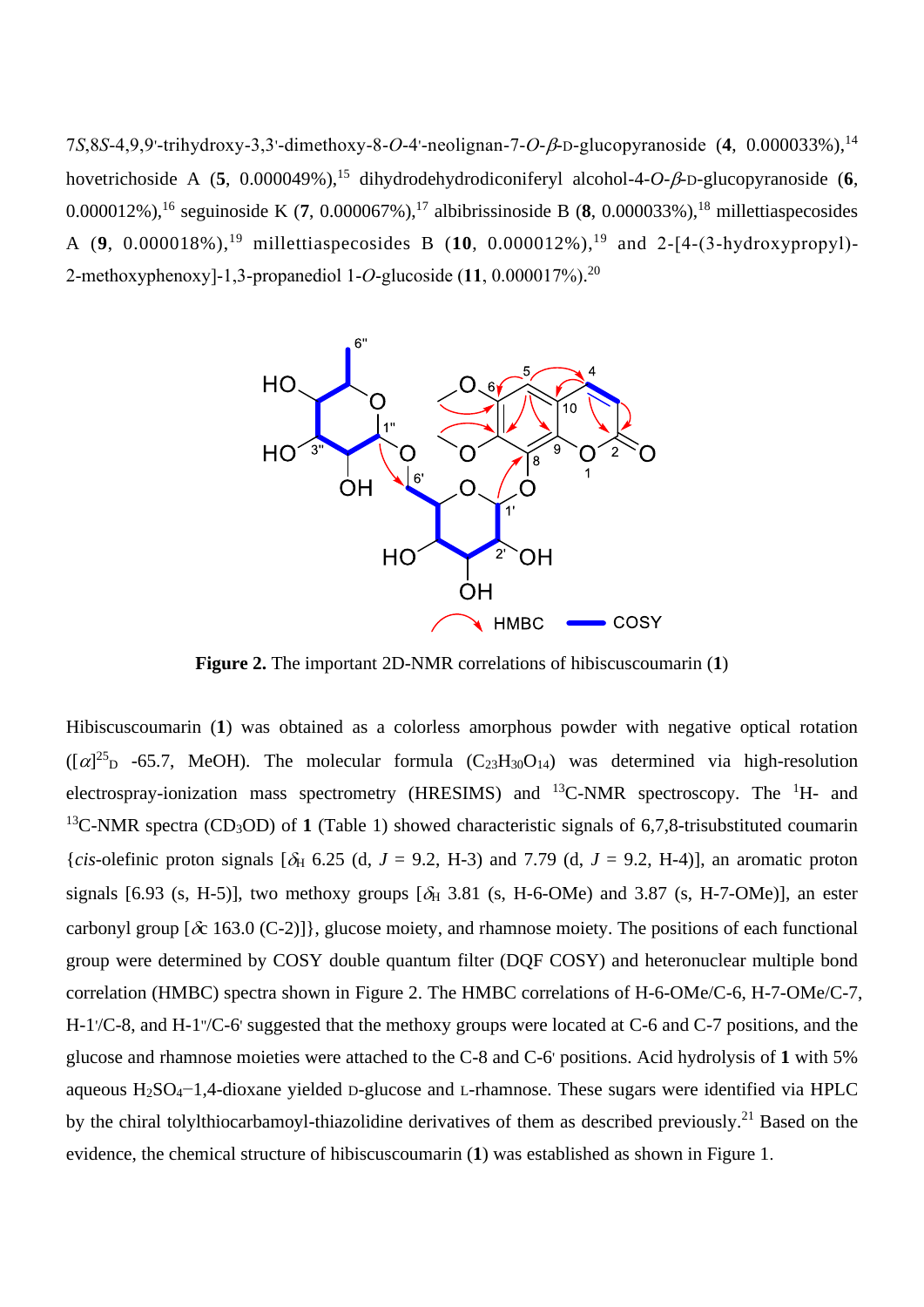7*S*,8*S*-4,9,9'-trihydroxy-3,3'-dimethoxy-8-*O*-4'-neolignan-7-*O*-$\beta$-D-glucopyranoside (**4**, 0.000033%),[14] hovetrichoside A (**5**, 0.000049%),[15] dihydrodehydrodiconiferyl alcohol-4-*O*-$\beta$-D-glucopyranoside (**6**, 0.000012%),[16] seguinoside K (**7**, 0.000067%),[17] albibrissinoside B (**8**, 0.000033%),[18] millettiaspecosides A (**9**, 0.000018%),[19] millettiaspecosides B (**10**, 0.000012%),[19] and 2-[4-(3-hydroxypropyl)-2-methoxyphenoxy]-1,3-propanediol 1-*O*-glucoside (**11**, 0.000017%).[20]

**Figure 2.** The important 2D-NMR correlations of hibiscuscoumarin (**1**)

Hibiscuscoumarin (**1**) was obtained as a colorless amorphous powder with negative optical rotation ($[\alpha]^{25}_{D}$ -65.7, MeOH). The molecular formula ($C_{23}H_{30}O_{14}$) was determined via high-resolution electrospray-ionization mass spectrometry (HRESIMS) and $^{13}$C-NMR spectroscopy. The $^{1}$H- and $^{13}$C-NMR spectra ($CD_3OD$) of **1** (Table 1) showed characteristic signals of 6,7,8-trisubstituted coumarin {*cis*-olefinic proton signals [$\delta_H$ 6.25 (d, $J$ = 9.2, H-3) and 7.79 (d, $J$ = 9.2, H-4)], an aromatic proton signals [6.93 (s, H-5)], two methoxy groups [$\delta_H$ 3.81 (s, H-6-OMe) and 3.87 (s, H-7-OMe)], an ester carbonyl group [$\delta_C$ 163.0 (C-2)]}, glucose moiety, and rhamnose moiety. The positions of each functional group were determined by COSY double quantum filter (DQF COSY) and heteronuclear multiple bond correlation (HMBC) spectra shown in Figure 2. The HMBC correlations of H-6-OMe/C-6, H-7-OMe/C-7, H-1'/C-8, and H-1''/C-6' suggested that the methoxy groups were located at C-6 and C-7 positions, and the glucose and rhamnose moieties were attached to the C-8 and C-6' positions. Acid hydrolysis of **1** with 5% aqueous $H_2SO_4$–1,4-dioxane yielded D-glucose and L-rhamnose. These sugars were identified via HPLC by the chiral tolylthiocarbamoyl-thiazolidine derivatives of them as described previously.[21] Based on the evidence, the chemical structure of hibiscuscoumarin (**1**) was established as shown in Figure 1.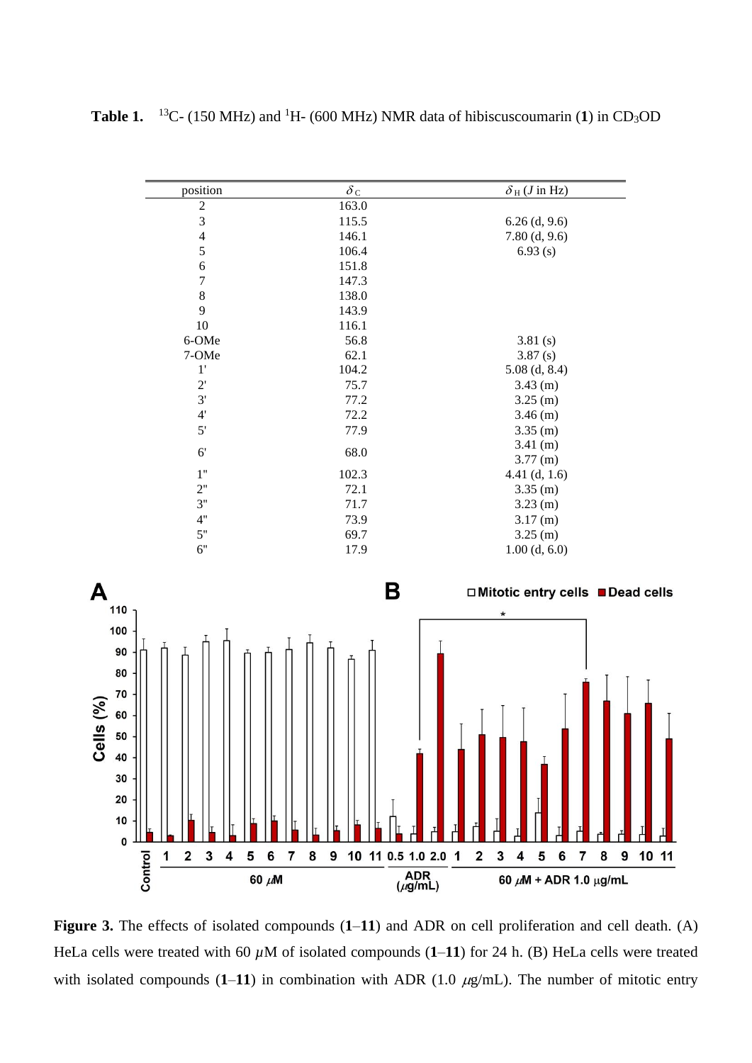**Table 1.** $^{13}C$- (150 MHz) and $^{1}H$- (600 MHz) NMR data of hibiscuscoumarin (**1**) in $CD_3OD$

| position | $\delta_C$ | $\delta_H$ ($J$ in Hz) |
|---|---|---|
| 2 | 163.0 | |
| 3 | 115.5 | 6.26 (d, 9.6) |
| 4 | 146.1 | 7.80 (d, 9.6) |
| 5 | 106.4 | 6.93 (s) |
| 6 | 151.8 | |
| 7 | 147.3 | |
| 8 | 138.0 | |
| 9 | 143.9 | |
| 10 | 116.1 | |
| 6-OMe | 56.8 | 3.81 (s) |
| 7-OMe | 62.1 | 3.87 (s) |
| 1' | 104.2 | 5.08 (d, 8.4) |
| 2' | 75.7 | 3.43 (m) |
| 3' | 77.2 | 3.25 (m) |
| 4' | 72.2 | 3.46 (m) |
| 5' | 77.9 | 3.35 (m) |
| 6' | 68.0 | 3.41 (m)<br>3.77 (m) |
| 1" | 102.3 | 4.41 (d, 1.6) |
| 2" | 72.1 | 3.35 (m) |
| 3" | 71.7 | 3.23 (m) |
| 4" | 73.9 | 3.17 (m) |
| 5" | 69.7 | 3.25 (m) |
| 6" | 17.9 | 1.00 (d, 6.0) |

**Figure 3.** The effects of isolated compounds (**1**–**11**) and ADR on cell proliferation and cell death. (A) HeLa cells were treated with 60 $\mu$M of isolated compounds (**1**–**11**) for 24 h. (B) HeLa cells were treated with isolated compounds (**1**–**11**) in combination with ADR (1.0 $\mu$g/mL). The number of mitotic entry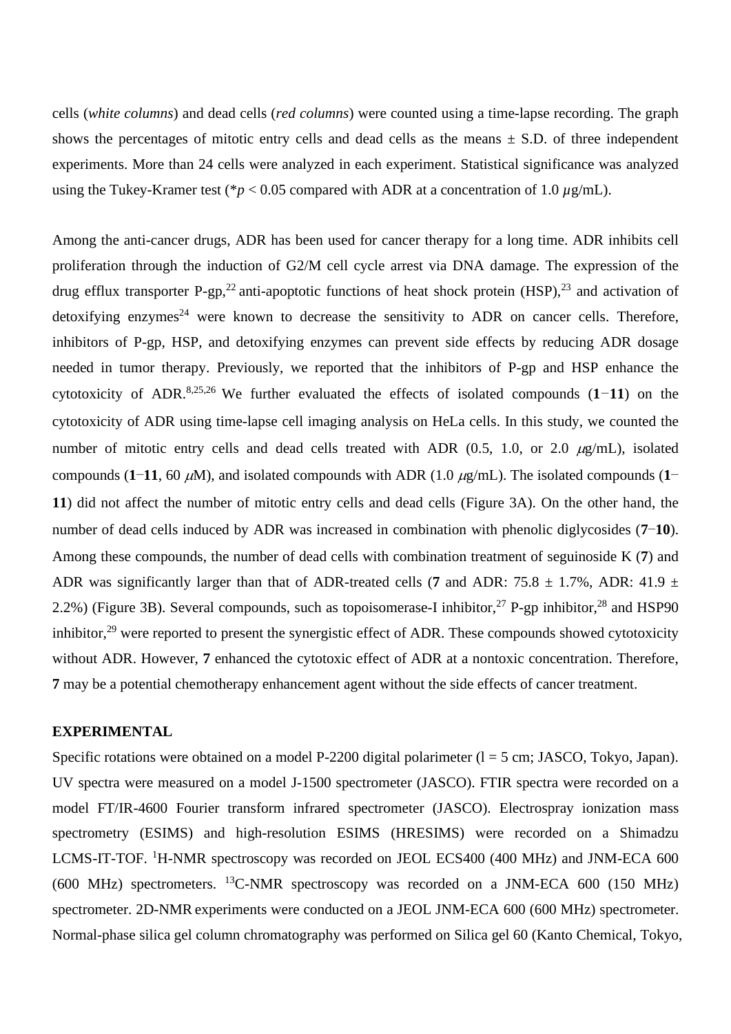cells (*white columns*) and dead cells (*red columns*) were counted using a time-lapse recording. The graph shows the percentages of mitotic entry cells and dead cells as the means ± S.D. of three independent experiments. More than 24 cells were analyzed in each experiment. Statistical significance was analyzed using the Tukey-Kramer test (\*$p < 0.05$ compared with ADR at a concentration of 1.0 $\mu$g/mL).

Among the anti-cancer drugs, ADR has been used for cancer therapy for a long time. ADR inhibits cell proliferation through the induction of G2/M cell cycle arrest via DNA damage. The expression of the drug efflux transporter P-gp,[22] anti-apoptotic functions of heat shock protein (HSP),[23] and activation of detoxifying enzymes[24] were known to decrease the sensitivity to ADR on cancer cells. Therefore, inhibitors of P-gp, HSP, and detoxifying enzymes can prevent side effects by reducing ADR dosage needed in tumor therapy. Previously, we reported that the inhibitors of P-gp and HSP enhance the cytotoxicity of ADR.[8,25,26] We further evaluated the effects of isolated compounds (**1**−**11**) on the cytotoxicity of ADR using time-lapse cell imaging analysis on HeLa cells. In this study, we counted the number of mitotic entry cells and dead cells treated with ADR (0.5, 1.0, or 2.0 $\mu$g/mL), isolated compounds (**1**−**11**, 60 $\mu$M), and isolated compounds with ADR (1.0 $\mu$g/mL). The isolated compounds (**1**−**11**) did not affect the number of mitotic entry cells and dead cells (Figure 3A). On the other hand, the number of dead cells induced by ADR was increased in combination with phenolic diglycosides (**7**−**10**). Among these compounds, the number of dead cells with combination treatment of seguinoside K (**7**) and ADR was significantly larger than that of ADR-treated cells (**7** and ADR: 75.8 ± 1.7%, ADR: 41.9 ± 2.2%) (Figure 3B). Several compounds, such as topoisomerase-I inhibitor,[27] P-gp inhibitor,[28] and HSP90 inhibitor,[29] were reported to present the synergistic effect of ADR. These compounds showed cytotoxicity without ADR. However, **7** enhanced the cytotoxic effect of ADR at a nontoxic concentration. Therefore, **7** may be a potential chemotherapy enhancement agent without the side effects of cancer treatment.

## EXPERIMENTAL

Specific rotations were obtained on a model P-2200 digital polarimeter (l = 5 cm; JASCO, Tokyo, Japan). UV spectra were measured on a model J-1500 spectrometer (JASCO). FTIR spectra were recorded on a model FT/IR-4600 Fourier transform infrared spectrometer (JASCO). Electrospray ionization mass spectrometry (ESIMS) and high-resolution ESIMS (HRESIMS) were recorded on a Shimadzu LCMS-IT-TOF. $^{1}$H-NMR spectroscopy was recorded on JEOL ECS400 (400 MHz) and JNM-ECA 600 (600 MHz) spectrometers. $^{13}$C-NMR spectroscopy was recorded on a JNM-ECA 600 (150 MHz) spectrometer. 2D-NMR experiments were conducted on a JEOL JNM-ECA 600 (600 MHz) spectrometer. Normal-phase silica gel column chromatography was performed on Silica gel 60 (Kanto Chemical, Tokyo,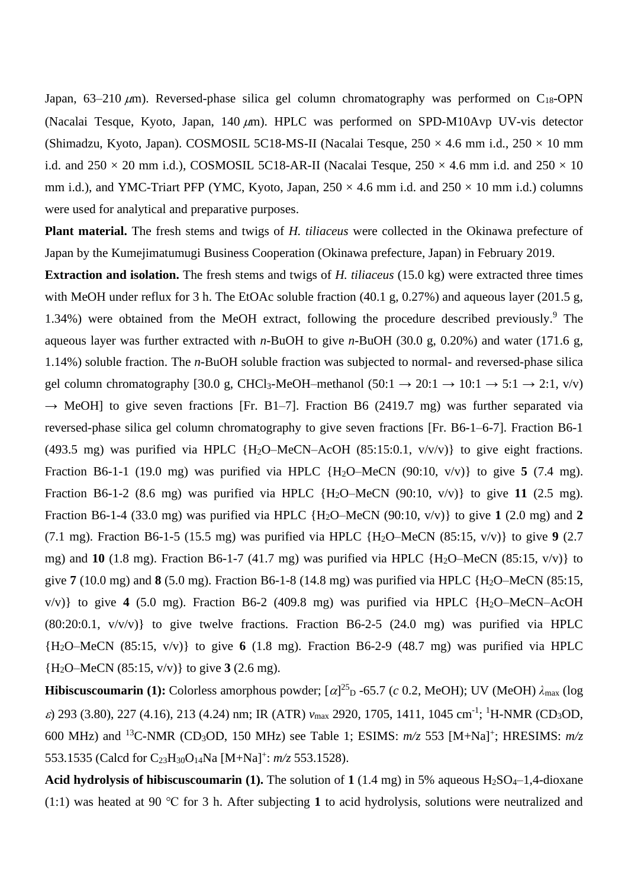Japan, 63–210 $\mu$m). Reversed-phase silica gel column chromatography was performed on $C_{18}$-OPN (Nacalai Tesque, Kyoto, Japan, 140 $\mu$m). HPLC was performed on SPD-M10Avp UV-vis detector (Shimadzu, Kyoto, Japan). COSMOSIL 5C18-MS-II (Nacalai Tesque, 250 × 4.6 mm i.d., 250 × 10 mm i.d. and 250 × 20 mm i.d.), COSMOSIL 5C18-AR-II (Nacalai Tesque, 250 × 4.6 mm i.d. and 250 × 10 mm i.d.), and YMC-Triart PFP (YMC, Kyoto, Japan, 250 × 4.6 mm i.d. and 250 × 10 mm i.d.) columns were used for analytical and preparative purposes.

**Plant material.** The fresh stems and twigs of *H. tiliaceus* were collected in the Okinawa prefecture of Japan by the Kumejimatumugi Business Cooperation (Okinawa prefecture, Japan) in February 2019.

**Extraction and isolation.** The fresh stems and twigs of *H. tiliaceus* (15.0 kg) were extracted three times with MeOH under reflux for 3 h. The EtOAc soluble fraction (40.1 g, 0.27%) and aqueous layer (201.5 g, 1.34%) were obtained from the MeOH extract, following the procedure described previously.[9] The aqueous layer was further extracted with *n*-BuOH to give *n*-BuOH (30.0 g, 0.20%) and water (171.6 g, 1.14%) soluble fraction. The *n*-BuOH soluble fraction was subjected to normal- and reversed-phase silica gel column chromatography [30.0 g, $CHCl_3$-MeOH–methanol (50:1 → 20:1 → 10:1 → 5:1 → 2:1, v/v) → MeOH] to give seven fractions [Fr. B1–7]. Fraction B6 (2419.7 mg) was further separated via reversed-phase silica gel column chromatography to give seven fractions [Fr. B6-1–6-7]. Fraction B6-1 (493.5 mg) was purified via HPLC {$H_2O$–MeCN–AcOH (85:15:0.1, v/v/v)} to give eight fractions. Fraction B6-1-1 (19.0 mg) was purified via HPLC {$H_2O$–MeCN (90:10, v/v)} to give **5** (7.4 mg). Fraction B6-1-2 (8.6 mg) was purified via HPLC {$H_2O$–MeCN (90:10, v/v)} to give **11** (2.5 mg). Fraction B6-1-4 (33.0 mg) was purified via HPLC {$H_2O$–MeCN (90:10, v/v)} to give **1** (2.0 mg) and **2** (7.1 mg). Fraction B6-1-5 (15.5 mg) was purified via HPLC {$H_2O$–MeCN (85:15, v/v)} to give **9** (2.7 mg) and **10** (1.8 mg). Fraction B6-1-7 (41.7 mg) was purified via HPLC {$H_2O$–MeCN (85:15, v/v)} to give **7** (10.0 mg) and **8** (5.0 mg). Fraction B6-1-8 (14.8 mg) was purified via HPLC {$H_2O$–MeCN (85:15, v/v)} to give **4** (5.0 mg). Fraction B6-2 (409.8 mg) was purified via HPLC {$H_2O$–MeCN–AcOH (80:20:0.1, v/v/v)} to give twelve fractions. Fraction B6-2-5 (24.0 mg) was purified via HPLC {$H_2O$–MeCN (85:15, v/v)} to give **6** (1.8 mg). Fraction B6-2-9 (48.7 mg) was purified via HPLC {$H_2O$–MeCN (85:15, v/v)} to give **3** (2.6 mg).

**Hibiscuscoumarin (1):** Colorless amorphous powder; $[\alpha]^{25}_{D}$ -65.7 (*c* 0.2, MeOH); UV (MeOH) $\lambda_{max}$ (log $\varepsilon$) 293 (3.80), 227 (4.16), 213 (4.24) nm; IR (ATR) $\nu_{max}$ 2920, 1705, 1411, 1045 cm$^{-1}$; $^{1}$H-NMR ($CD_3OD$, 600 MHz) and $^{13}$C-NMR ($CD_3OD$, 150 MHz) see Table 1; ESIMS: *m/z* 553 [M+Na]$^{+}$; HRESIMS: *m/z* 553.1535 (Calcd for $C_{23}H_{30}O_{14}Na$ [M+Na]$^{+}$: *m/z* 553.1528).

**Acid hydrolysis of hibiscuscoumarin (1).** The solution of **1** (1.4 mg) in 5% aqueous $H_2SO_4$–1,4-dioxane (1:1) was heated at 90 °C for 3 h. After subjecting **1** to acid hydrolysis, solutions were neutralized and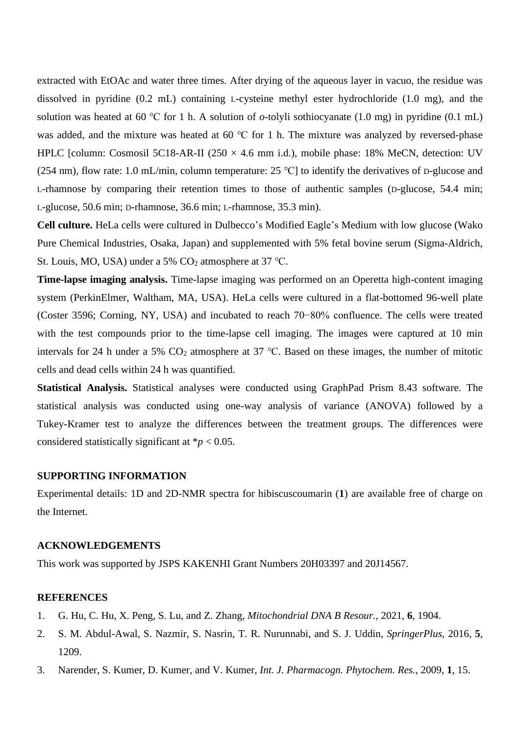extracted with EtOAc and water three times. After drying of the aqueous layer in vacuo, the residue was dissolved in pyridine (0.2 mL) containing L-cysteine methyl ester hydrochloride (1.0 mg), and the solution was heated at 60 °C for 1 h. A solution of *o*-tolyli sothiocyanate (1.0 mg) in pyridine (0.1 mL) was added, and the mixture was heated at 60 °C for 1 h. The mixture was analyzed by reversed-phase HPLC [column: Cosmosil 5C18-AR-II (250 × 4.6 mm i.d.), mobile phase: 18% MeCN, detection: UV (254 nm), flow rate: 1.0 mL/min, column temperature: 25 °C] to identify the derivatives of D-glucose and L-rhamnose by comparing their retention times to those of authentic samples (D-glucose, 54.4 min; L-glucose, 50.6 min; D-rhamnose, 36.6 min; L-rhamnose, 35.3 min).

**Cell culture.** HeLa cells were cultured in Dulbecco's Modified Eagle's Medium with low glucose (Wako Pure Chemical Industries, Osaka, Japan) and supplemented with 5% fetal bovine serum (Sigma-Aldrich, St. Louis, MO, USA) under a 5% $CO_2$ atmosphere at 37 °C.

**Time-lapse imaging analysis.** Time-lapse imaging was performed on an Operetta high-content imaging system (PerkinElmer, Waltham, MA, USA). HeLa cells were cultured in a flat-bottomed 96-well plate (Coster 3596; Corning, NY, USA) and incubated to reach 70−80% confluence. The cells were treated with the test compounds prior to the time-lapse cell imaging. The images were captured at 10 min intervals for 24 h under a 5% $CO_2$ atmosphere at 37 °C. Based on these images, the number of mitotic cells and dead cells within 24 h was quantified.

**Statistical Analysis.** Statistical analyses were conducted using GraphPad Prism 8.43 software. The statistical analysis was conducted using one-way analysis of variance (ANOVA) followed by a Tukey-Kramer test to analyze the differences between the treatment groups. The differences were considered statistically significant at $^*p < 0.05$.

## SUPPORTING INFORMATION

Experimental details: 1D and 2D-NMR spectra for hibiscuscoumarin (**1**) are available free of charge on the Internet.

## ACKNOWLEDGEMENTS

This work was supported by JSPS KAKENHI Grant Numbers 20H03397 and 20J14567.

## REFERENCES

1. G. Hu, C. Hu, X. Peng, S. Lu, and Z. Zhang, *Mitochondrial DNA B Resour.*, 2021, **6**, 1904.
2. S. M. Abdul-Awal, S. Nazmir, S. Nasrin, T. R. Nurunnabi, and S. J. Uddin, *SpringerPlus*, 2016, **5**, 1209.
3. Narender, S. Kumer, D. Kumer, and V. Kumer, *Int. J. Pharmacogn. Phytochem. Res.*, 2009, **1**, 15.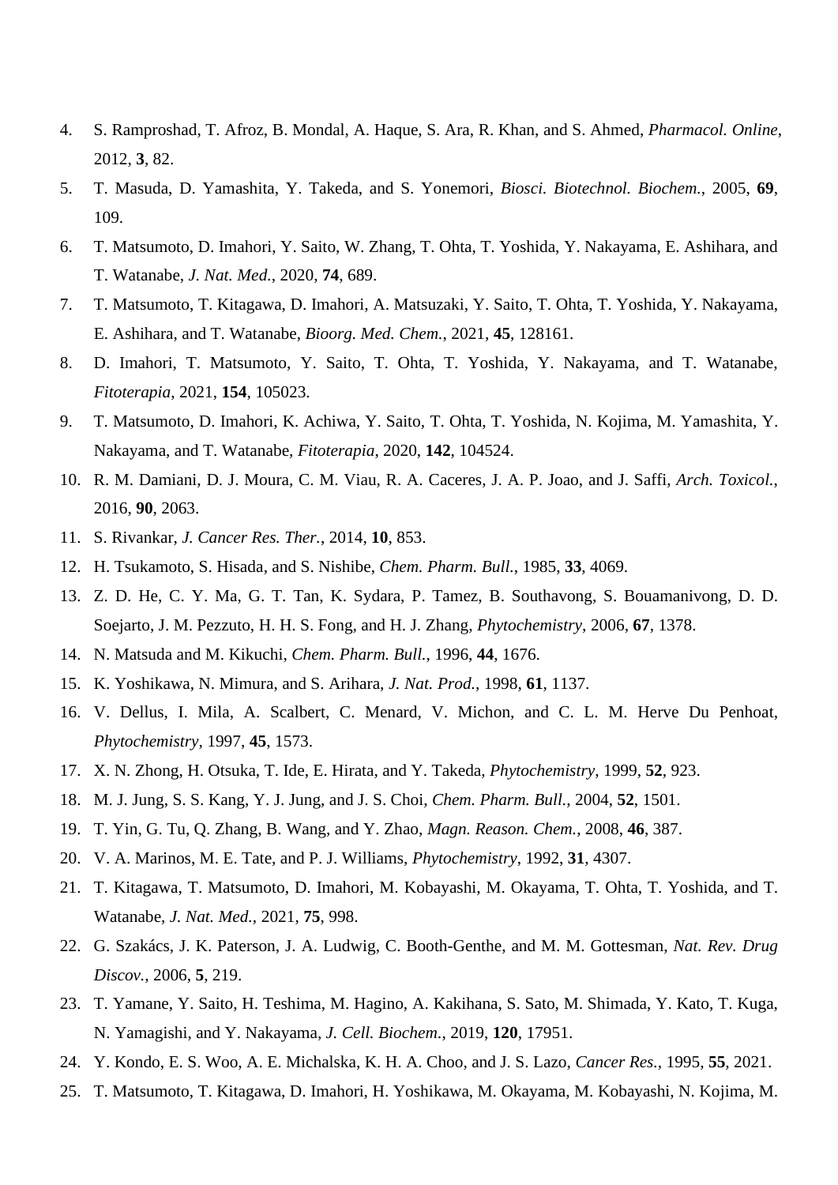4. S. Ramproshad, T. Afroz, B. Mondal, A. Haque, S. Ara, R. Khan, and S. Ahmed, *Pharmacol. Online*, 2012, **3**, 82.
5. T. Masuda, D. Yamashita, Y. Takeda, and S. Yonemori, *Biosci. Biotechnol. Biochem.*, 2005, **69**, 109.
6. T. Matsumoto, D. Imahori, Y. Saito, W. Zhang, T. Ohta, T. Yoshida, Y. Nakayama, E. Ashihara, and T. Watanabe, *J. Nat. Med.*, 2020, **74**, 689.
7. T. Matsumoto, T. Kitagawa, D. Imahori, A. Matsuzaki, Y. Saito, T. Ohta, T. Yoshida, Y. Nakayama, E. Ashihara, and T. Watanabe, *Bioorg. Med. Chem.*, 2021, **45**, 128161.
8. D. Imahori, T. Matsumoto, Y. Saito, T. Ohta, T. Yoshida, Y. Nakayama, and T. Watanabe, *Fitoterapia*, 2021, **154**, 105023.
9. T. Matsumoto, D. Imahori, K. Achiwa, Y. Saito, T. Ohta, T. Yoshida, N. Kojima, M. Yamashita, Y. Nakayama, and T. Watanabe, *Fitoterapia*, 2020, **142**, 104524.
10. R. M. Damiani, D. J. Moura, C. M. Viau, R. A. Caceres, J. A. P. Joao, and J. Saffi, *Arch. Toxicol.*, 2016, **90**, 2063.
11. S. Rivankar, *J. Cancer Res. Ther.*, 2014, **10**, 853.
12. H. Tsukamoto, S. Hisada, and S. Nishibe, *Chem. Pharm. Bull.*, 1985, **33**, 4069.
13. Z. D. He, C. Y. Ma, G. T. Tan, K. Sydara, P. Tamez, B. Southavong, S. Bouamanivong, D. D. Soejarto, J. M. Pezzuto, H. H. S. Fong, and H. J. Zhang, *Phytochemistry*, 2006, **67**, 1378.
14. N. Matsuda and M. Kikuchi, *Chem. Pharm. Bull.*, 1996, **44**, 1676.
15. K. Yoshikawa, N. Mimura, and S. Arihara, *J. Nat. Prod.*, 1998, **61**, 1137.
16. V. Dellus, I. Mila, A. Scalbert, C. Menard, V. Michon, and C. L. M. Herve Du Penhoat, *Phytochemistry*, 1997, **45**, 1573.
17. X. N. Zhong, H. Otsuka, T. Ide, E. Hirata, and Y. Takeda, *Phytochemistry*, 1999, **52**, 923.
18. M. J. Jung, S. S. Kang, Y. J. Jung, and J. S. Choi, *Chem. Pharm. Bull.*, 2004, **52**, 1501.
19. T. Yin, G. Tu, Q. Zhang, B. Wang, and Y. Zhao, *Magn. Reason. Chem.*, 2008, **46**, 387.
20. V. A. Marinos, M. E. Tate, and P. J. Williams, *Phytochemistry*, 1992, **31**, 4307.
21. T. Kitagawa, T. Matsumoto, D. Imahori, M. Kobayashi, M. Okayama, T. Ohta, T. Yoshida, and T. Watanabe, *J. Nat. Med.*, 2021, **75**, 998.
22. G. Szakács, J. K. Paterson, J. A. Ludwig, C. Booth-Genthe, and M. M. Gottesman, *Nat. Rev. Drug Discov.*, 2006, **5**, 219.
23. T. Yamane, Y. Saito, H. Teshima, M. Hagino, A. Kakihana, S. Sato, M. Shimada, Y. Kato, T. Kuga, N. Yamagishi, and Y. Nakayama, *J. Cell. Biochem.*, 2019, **120**, 17951.
24. Y. Kondo, E. S. Woo, A. E. Michalska, K. H. A. Choo, and J. S. Lazo, *Cancer Res.*, 1995, **55**, 2021.
25. T. Matsumoto, T. Kitagawa, D. Imahori, H. Yoshikawa, M. Okayama, M. Kobayashi, N. Kojima, M.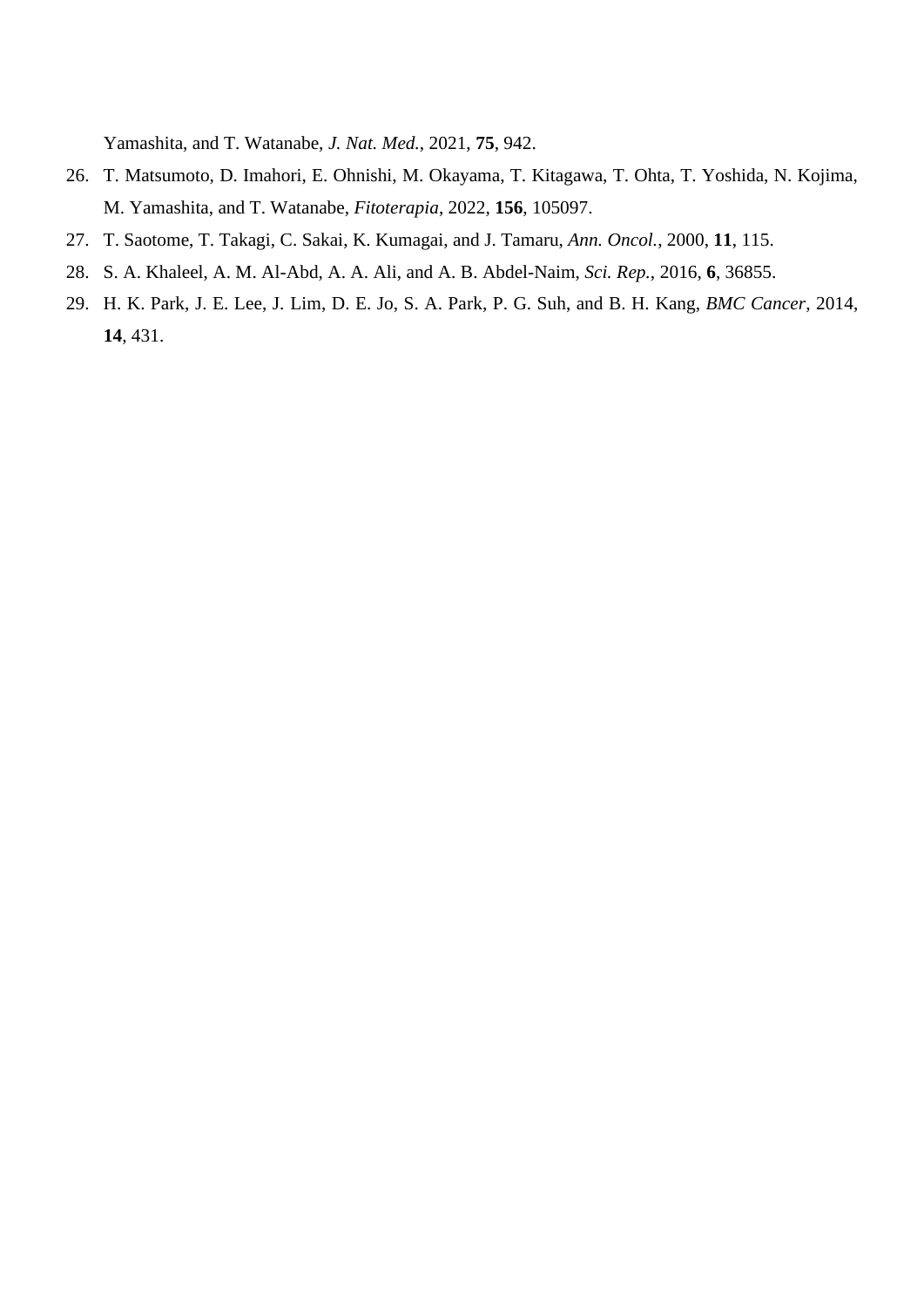Yamashita, and T. Watanabe, *J. Nat. Med.*, 2021, **75**, 942.

26. T. Matsumoto, D. Imahori, E. Ohnishi, M. Okayama, T. Kitagawa, T. Ohta, T. Yoshida, N. Kojima, M. Yamashita, and T. Watanabe, *Fitoterapia*, 2022, **156**, 105097.
27. T. Saotome, T. Takagi, C. Sakai, K. Kumagai, and J. Tamaru, *Ann. Oncol.*, 2000, **11**, 115.
28. S. A. Khaleel, A. M. Al-Abd, A. A. Ali, and A. B. Abdel-Naim, *Sci. Rep.*, 2016, **6**, 36855.
29. H. K. Park, J. E. Lee, J. Lim, D. E. Jo, S. A. Park, P. G. Suh, and B. H. Kang, *BMC Cancer*, 2014, **14**, 431.